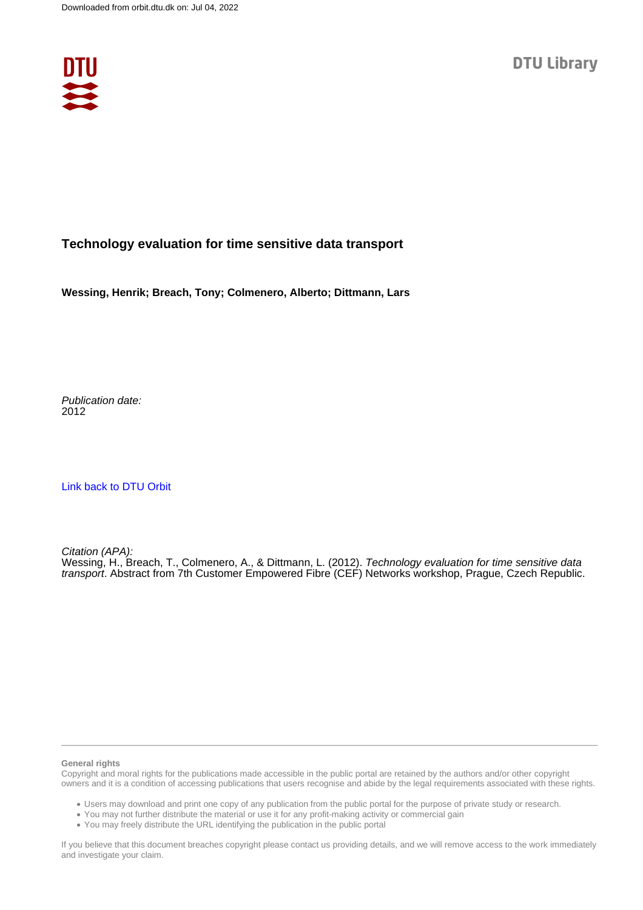Downloaded from orbit.dtu.dk on: Jul 04, 2022

DTU Library

# Technology evaluation for time sensitive data transport

**Wessing, Henrik; Breach, Tony; Colmenero, Alberto; Dittmann, Lars**

*Publication date:*
2012

[Link back to DTU Orbit](#)

*Citation (APA):*
Wessing, H., Breach, T., Colmenero, A., & Dittmann, L. (2012). *Technology evaluation for time sensitive data transport*. Abstract from 7th Customer Empowered Fibre (CEF) Networks workshop, Prague, Czech Republic.

---

**General rights**
Copyright and moral rights for the publications made accessible in the public portal are retained by the authors and/or other copyright owners and it is a condition of accessing publications that users recognise and abide by the legal requirements associated with these rights.

- Users may download and print one copy of any publication from the public portal for the purpose of private study or research.
- You may not further distribute the material or use it for any profit-making activity or commercial gain
- You may freely distribute the URL identifying the publication in the public portal

If you believe that this document breaches copyright please contact us providing details, and we will remove access to the work immediately and investigate your claim.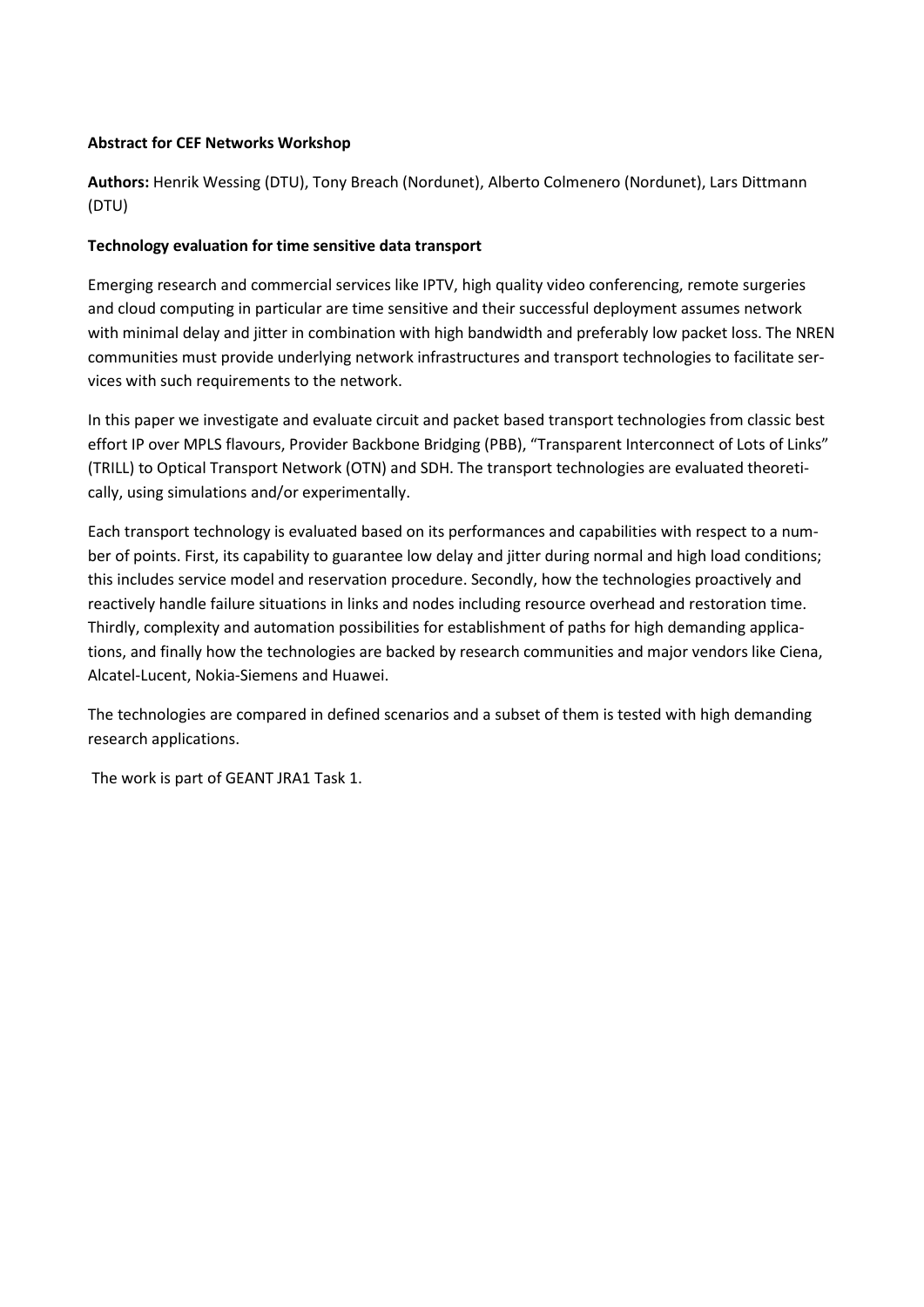**Abstract for CEF Networks Workshop**

**Authors:** Henrik Wessing (DTU), Tony Breach (Nordunet), Alberto Colmenero (Nordunet), Lars Dittmann (DTU)

**Technology evaluation for time sensitive data transport**

Emerging research and commercial services like IPTV, high quality video conferencing, remote surgeries and cloud computing in particular are time sensitive and their successful deployment assumes network with minimal delay and jitter in combination with high bandwidth and preferably low packet loss. The NREN communities must provide underlying network infrastructures and transport technologies to facilitate services with such requirements to the network.

In this paper we investigate and evaluate circuit and packet based transport technologies from classic best effort IP over MPLS flavours, Provider Backbone Bridging (PBB), "Transparent Interconnect of Lots of Links" (TRILL) to Optical Transport Network (OTN) and SDH. The transport technologies are evaluated theoretically, using simulations and/or experimentally.

Each transport technology is evaluated based on its performances and capabilities with respect to a number of points. First, its capability to guarantee low delay and jitter during normal and high load conditions; this includes service model and reservation procedure. Secondly, how the technologies proactively and reactively handle failure situations in links and nodes including resource overhead and restoration time. Thirdly, complexity and automation possibilities for establishment of paths for high demanding applications, and finally how the technologies are backed by research communities and major vendors like Ciena, Alcatel-Lucent, Nokia-Siemens and Huawei.

The technologies are compared in defined scenarios and a subset of them is tested with high demanding research applications.

The work is part of GEANT JRA1 Task 1.